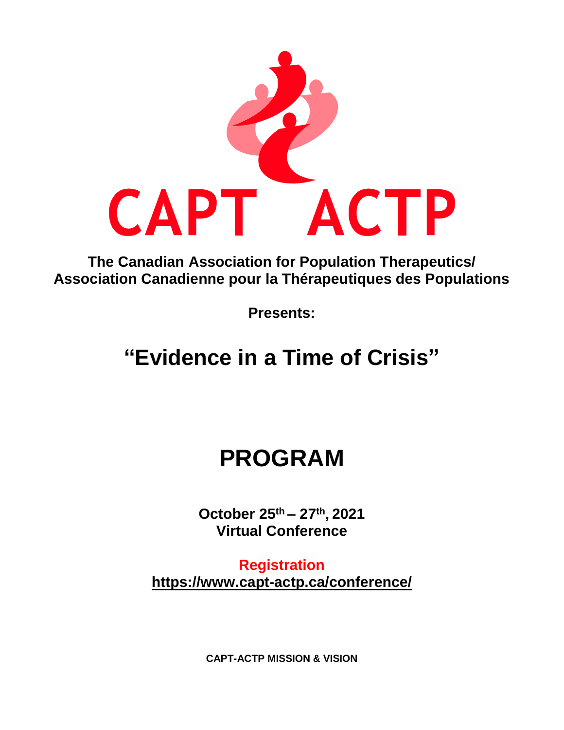CAPT ACTP

**The Canadian Association for Population Therapeutics/**
**Association Canadienne pour la Thérapeutiques des Populations**

**Presents:**

# "Evidence in a Time of Crisis"

# PROGRAM

**October 25th – 27th, 2021**
**Virtual Conference**

**Registration**
**https://www.capt-actp.ca/conference/**

**CAPT-ACTP MISSION & VISION**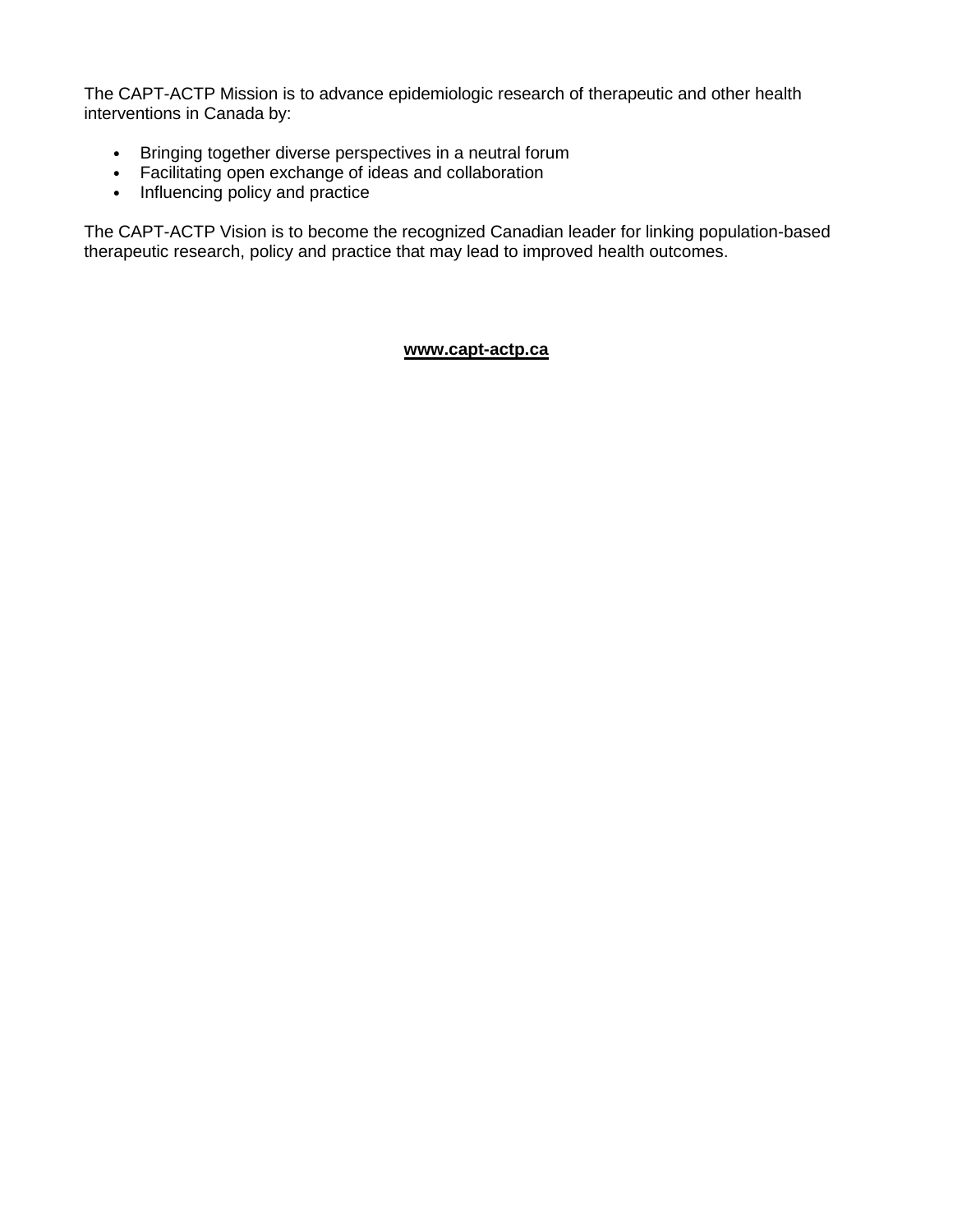The CAPT-ACTP Mission is to advance epidemiologic research of therapeutic and other health interventions in Canada by:

- Bringing together diverse perspectives in a neutral forum
- Facilitating open exchange of ideas and collaboration
- Influencing policy and practice

The CAPT-ACTP Vision is to become the recognized Canadian leader for linking population-based therapeutic research, policy and practice that may lead to improved health outcomes.

**www.capt-actp.ca**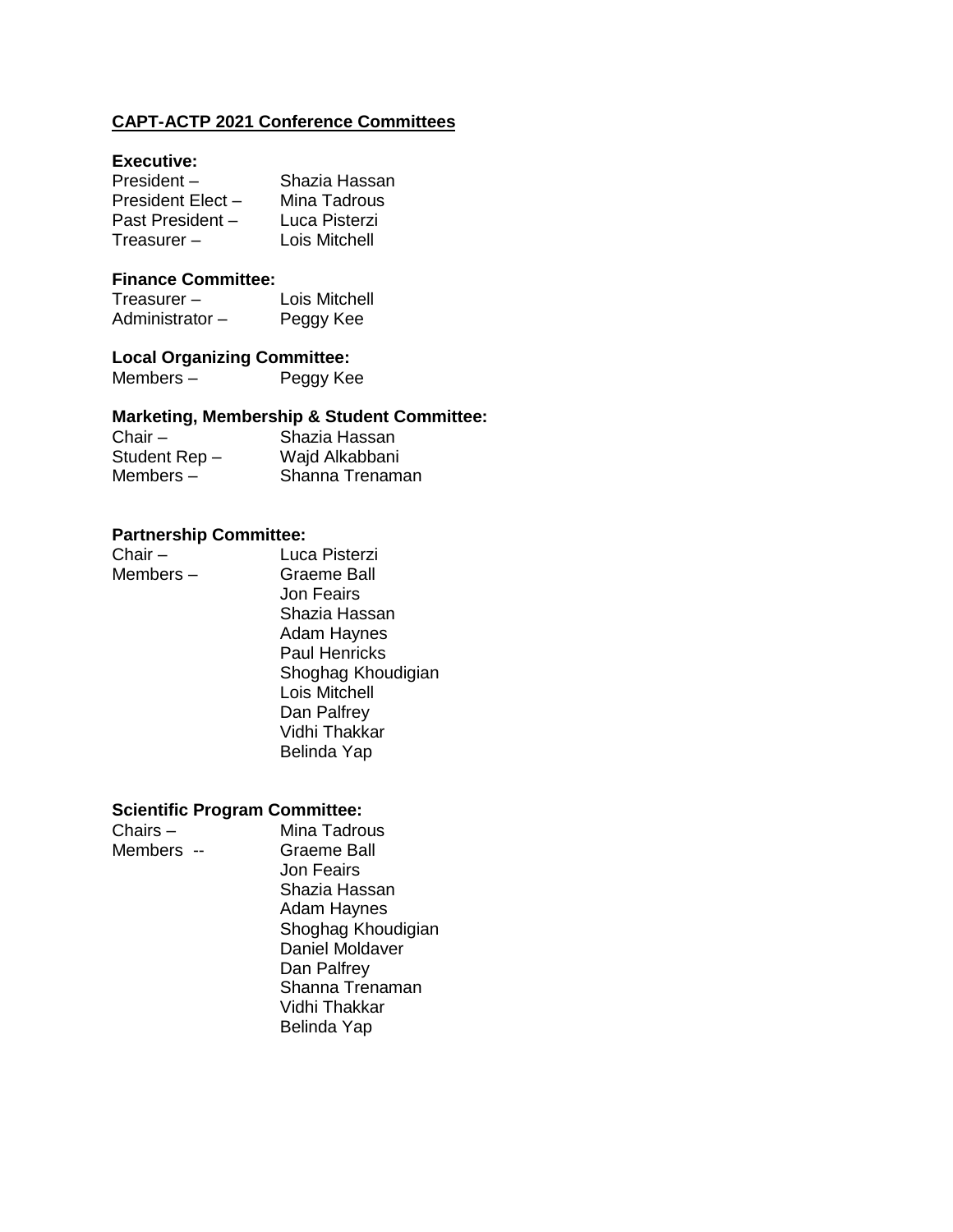## CAPT-ACTP 2021 Conference Committees

**Executive:**

President – Shazia Hassan
President Elect – Mina Tadrous
Past President – Luca Pisterzi
Treasurer – Lois Mitchell

**Finance Committee:**

Treasurer – Lois Mitchell
Administrator – Peggy Kee

**Local Organizing Committee:**

Members – Peggy Kee

**Marketing, Membership & Student Committee:**

Chair – Shazia Hassan
Student Rep – Wajd Alkabbani
Members – Shanna Trenaman

**Partnership Committee:**

Chair – Luca Pisterzi
Members – Graeme Ball
Jon Feairs
Shazia Hassan
Adam Haynes
Paul Henricks
Shoghag Khoudigian
Lois Mitchell
Dan Palfrey
Vidhi Thakkar
Belinda Yap

**Scientific Program Committee:**

Chairs – Mina Tadrous
Members -- Graeme Ball
Jon Feairs
Shazia Hassan
Adam Haynes
Shoghag Khoudigian
Daniel Moldaver
Dan Palfrey
Shanna Trenaman
Vidhi Thakkar
Belinda Yap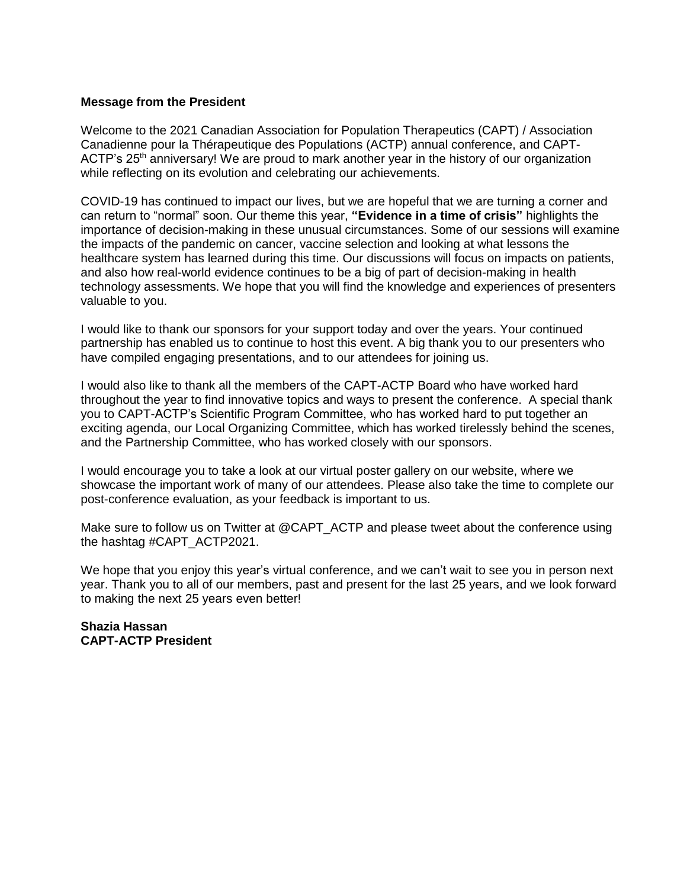**Message from the President**

Welcome to the 2021 Canadian Association for Population Therapeutics (CAPT) / Association Canadienne pour la Thérapeutique des Populations (ACTP) annual conference, and CAPT-ACTP's 25th anniversary! We are proud to mark another year in the history of our organization while reflecting on its evolution and celebrating our achievements.

COVID-19 has continued to impact our lives, but we are hopeful that we are turning a corner and can return to "normal" soon. Our theme this year, **"Evidence in a time of crisis"** highlights the importance of decision-making in these unusual circumstances. Some of our sessions will examine the impacts of the pandemic on cancer, vaccine selection and looking at what lessons the healthcare system has learned during this time. Our discussions will focus on impacts on patients, and also how real-world evidence continues to be a big of part of decision-making in health technology assessments. We hope that you will find the knowledge and experiences of presenters valuable to you.

I would like to thank our sponsors for your support today and over the years. Your continued partnership has enabled us to continue to host this event. A big thank you to our presenters who have compiled engaging presentations, and to our attendees for joining us.

I would also like to thank all the members of the CAPT-ACTP Board who have worked hard throughout the year to find innovative topics and ways to present the conference. A special thank you to CAPT-ACTP's Scientific Program Committee, who has worked hard to put together an exciting agenda, our Local Organizing Committee, which has worked tirelessly behind the scenes, and the Partnership Committee, who has worked closely with our sponsors.

I would encourage you to take a look at our virtual poster gallery on our website, where we showcase the important work of many of our attendees. Please also take the time to complete our post-conference evaluation, as your feedback is important to us.

Make sure to follow us on Twitter at @CAPT_ACTP and please tweet about the conference using the hashtag #CAPT_ACTP2021.

We hope that you enjoy this year's virtual conference, and we can't wait to see you in person next year. Thank you to all of our members, past and present for the last 25 years, and we look forward to making the next 25 years even better!

**Shazia Hassan**
**CAPT-ACTP President**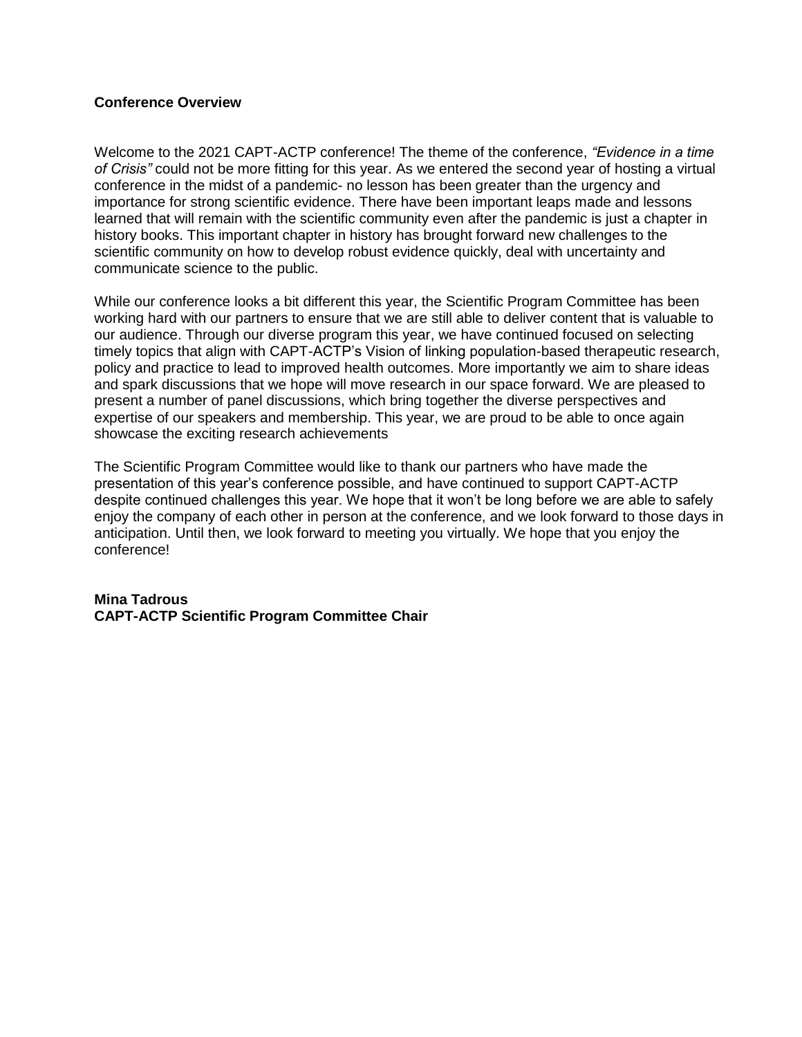**Conference Overview**

Welcome to the 2021 CAPT-ACTP conference! The theme of the conference, *"Evidence in a time of Crisis"* could not be more fitting for this year. As we entered the second year of hosting a virtual conference in the midst of a pandemic- no lesson has been greater than the urgency and importance for strong scientific evidence. There have been important leaps made and lessons learned that will remain with the scientific community even after the pandemic is just a chapter in history books. This important chapter in history has brought forward new challenges to the scientific community on how to develop robust evidence quickly, deal with uncertainty and communicate science to the public.

While our conference looks a bit different this year, the Scientific Program Committee has been working hard with our partners to ensure that we are still able to deliver content that is valuable to our audience. Through our diverse program this year, we have continued focused on selecting timely topics that align with CAPT-ACTP's Vision of linking population-based therapeutic research, policy and practice to lead to improved health outcomes. More importantly we aim to share ideas and spark discussions that we hope will move research in our space forward. We are pleased to present a number of panel discussions, which bring together the diverse perspectives and expertise of our speakers and membership. This year, we are proud to be able to once again showcase the exciting research achievements

The Scientific Program Committee would like to thank our partners who have made the presentation of this year's conference possible, and have continued to support CAPT-ACTP despite continued challenges this year. We hope that it won't be long before we are able to safely enjoy the company of each other in person at the conference, and we look forward to those days in anticipation. Until then, we look forward to meeting you virtually. We hope that you enjoy the conference!

**Mina Tadrous**
**CAPT-ACTP Scientific Program Committee Chair**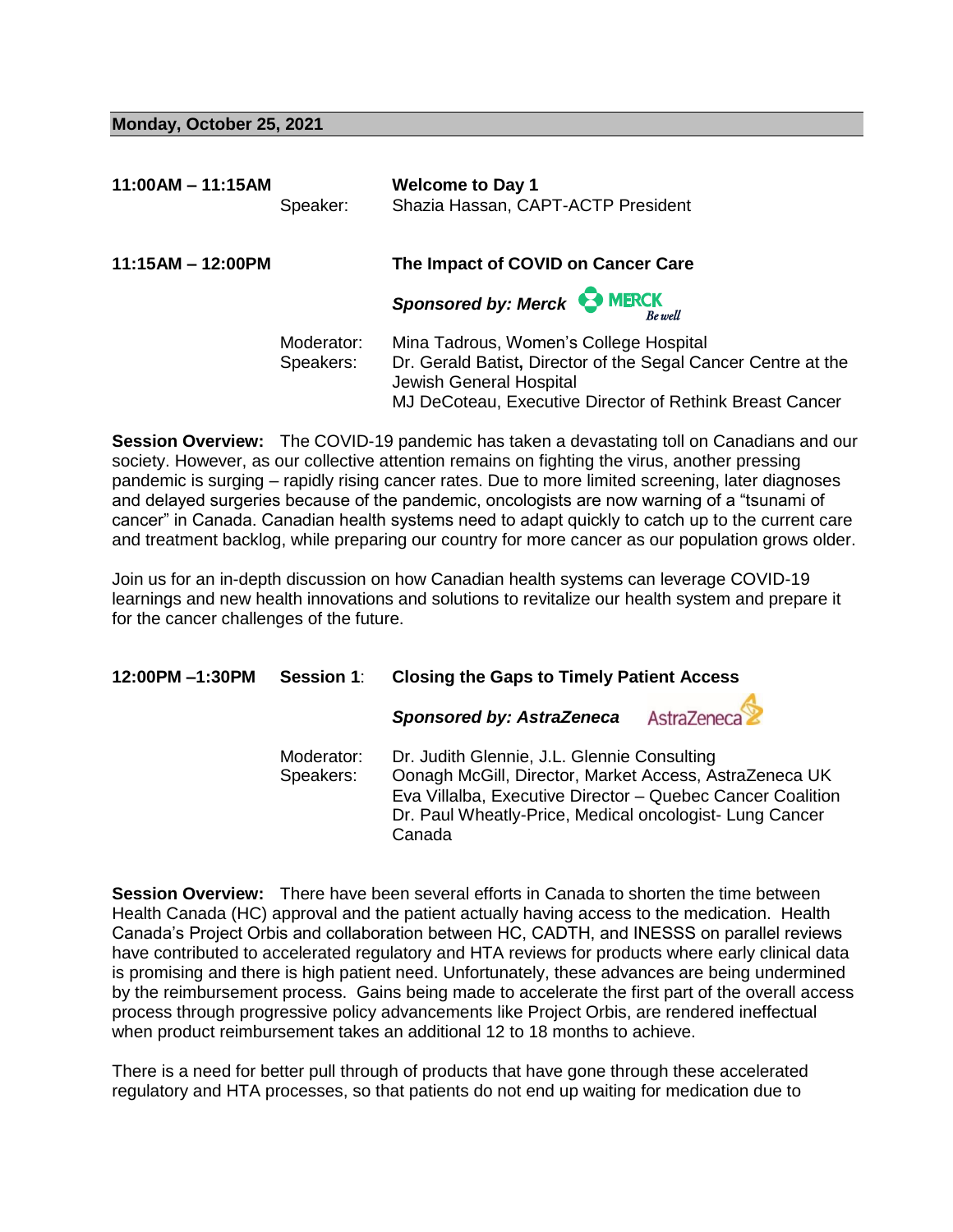**Monday, October 25, 2021**

**11:00AM – 11:15AM** **Welcome to Day 1**
Speaker: Shazia Hassan, CAPT-ACTP President

**11:15AM – 12:00PM** **The Impact of COVID on Cancer Care**

***Sponsored by: Merck***

Moderator: Mina Tadrous, Women's College Hospital
Speakers: Dr. Gerald Batist, Director of the Segal Cancer Centre at the Jewish General Hospital
MJ DeCoteau, Executive Director of Rethink Breast Cancer

**Session Overview:** The COVID-19 pandemic has taken a devastating toll on Canadians and our society. However, as our collective attention remains on fighting the virus, another pressing pandemic is surging – rapidly rising cancer rates. Due to more limited screening, later diagnoses and delayed surgeries because of the pandemic, oncologists are now warning of a "tsunami of cancer" in Canada. Canadian health systems need to adapt quickly to catch up to the current care and treatment backlog, while preparing our country for more cancer as our population grows older.

Join us for an in-depth discussion on how Canadian health systems can leverage COVID-19 learnings and new health innovations and solutions to revitalize our health system and prepare it for the cancer challenges of the future.

**12:00PM –1:30PM** **Session 1**: **Closing the Gaps to Timely Patient Access**

***Sponsored by: AstraZeneca***

Moderator: Dr. Judith Glennie, J.L. Glennie Consulting
Speakers: Oonagh McGill, Director, Market Access, AstraZeneca UK
Eva Villalba, Executive Director – Quebec Cancer Coalition
Dr. Paul Wheatly-Price, Medical oncologist- Lung Cancer Canada

**Session Overview:** There have been several efforts in Canada to shorten the time between Health Canada (HC) approval and the patient actually having access to the medication. Health Canada's Project Orbis and collaboration between HC, CADTH, and INESSS on parallel reviews have contributed to accelerated regulatory and HTA reviews for products where early clinical data is promising and there is high patient need. Unfortunately, these advances are being undermined by the reimbursement process. Gains being made to accelerate the first part of the overall access process through progressive policy advancements like Project Orbis, are rendered ineffectual when product reimbursement takes an additional 12 to 18 months to achieve.

There is a need for better pull through of products that have gone through these accelerated regulatory and HTA processes, so that patients do not end up waiting for medication due to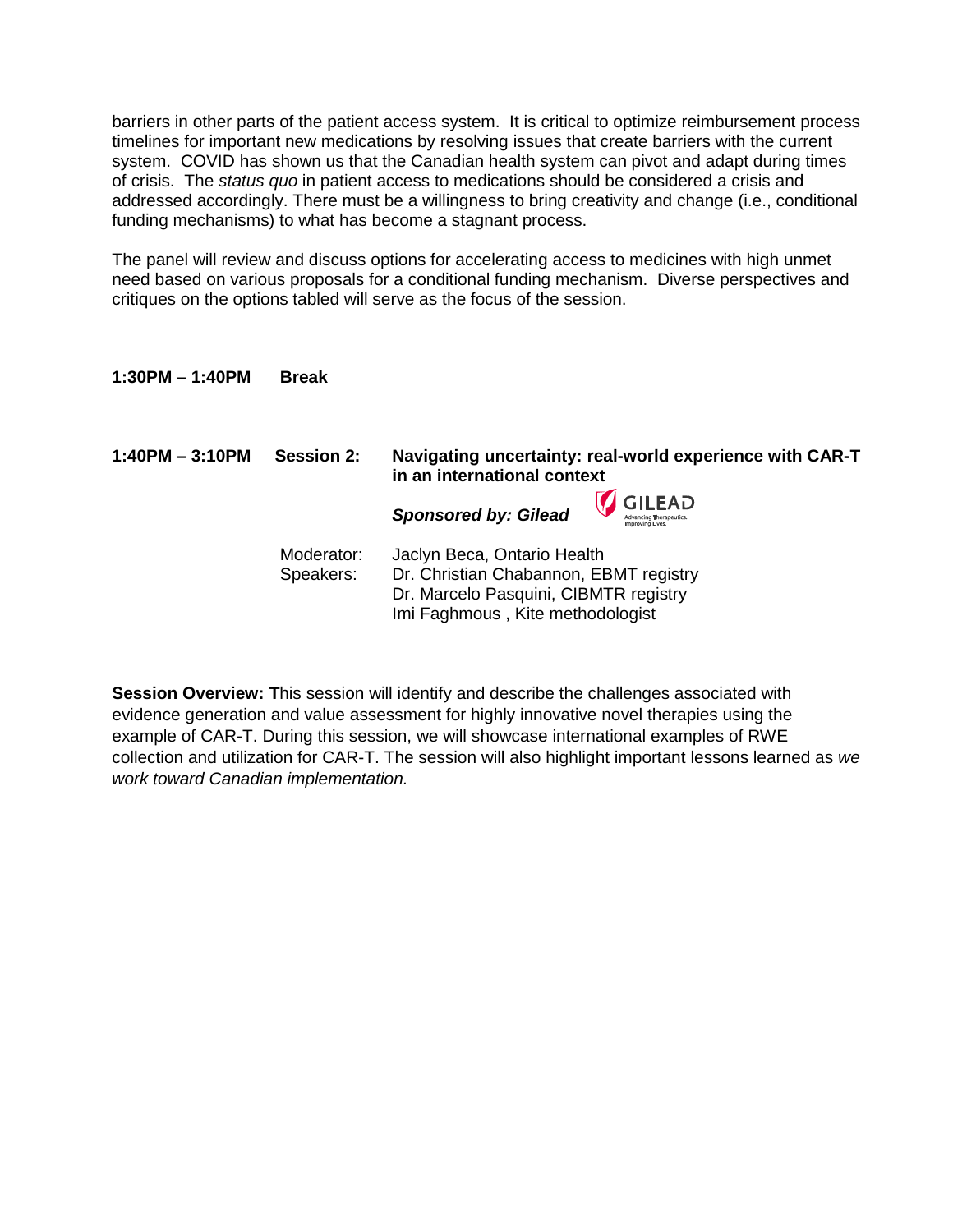barriers in other parts of the patient access system. It is critical to optimize reimbursement process timelines for important new medications by resolving issues that create barriers with the current system. COVID has shown us that the Canadian health system can pivot and adapt during times of crisis. The *status quo* in patient access to medications should be considered a crisis and addressed accordingly. There must be a willingness to bring creativity and change (i.e., conditional funding mechanisms) to what has become a stagnant process.

The panel will review and discuss options for accelerating access to medicines with high unmet need based on various proposals for a conditional funding mechanism. Diverse perspectives and critiques on the options tabled will serve as the focus of the session.

**1:30PM – 1:40PM Break**

**1:40PM – 3:10PM Session 2: Navigating uncertainty: real-world experience with CAR-T in an international context**

***Sponsored by: Gilead***

GILEAD
Advancing Therapeutics. Improving Lives.

Moderator: Jaclyn Beca, Ontario Health

Speakers:
Dr. Christian Chabannon, EBMT registry
Dr. Marcelo Pasquini, CIBMTR registry
Imi Faghmous , Kite methodologist

**Session Overview: T**his session will identify and describe the challenges associated with evidence generation and value assessment for highly innovative novel therapies using the example of CAR-T. During this session, we will showcase international examples of RWE collection and utilization for CAR-T. The session will also highlight important lessons learned as *we work toward Canadian implementation.*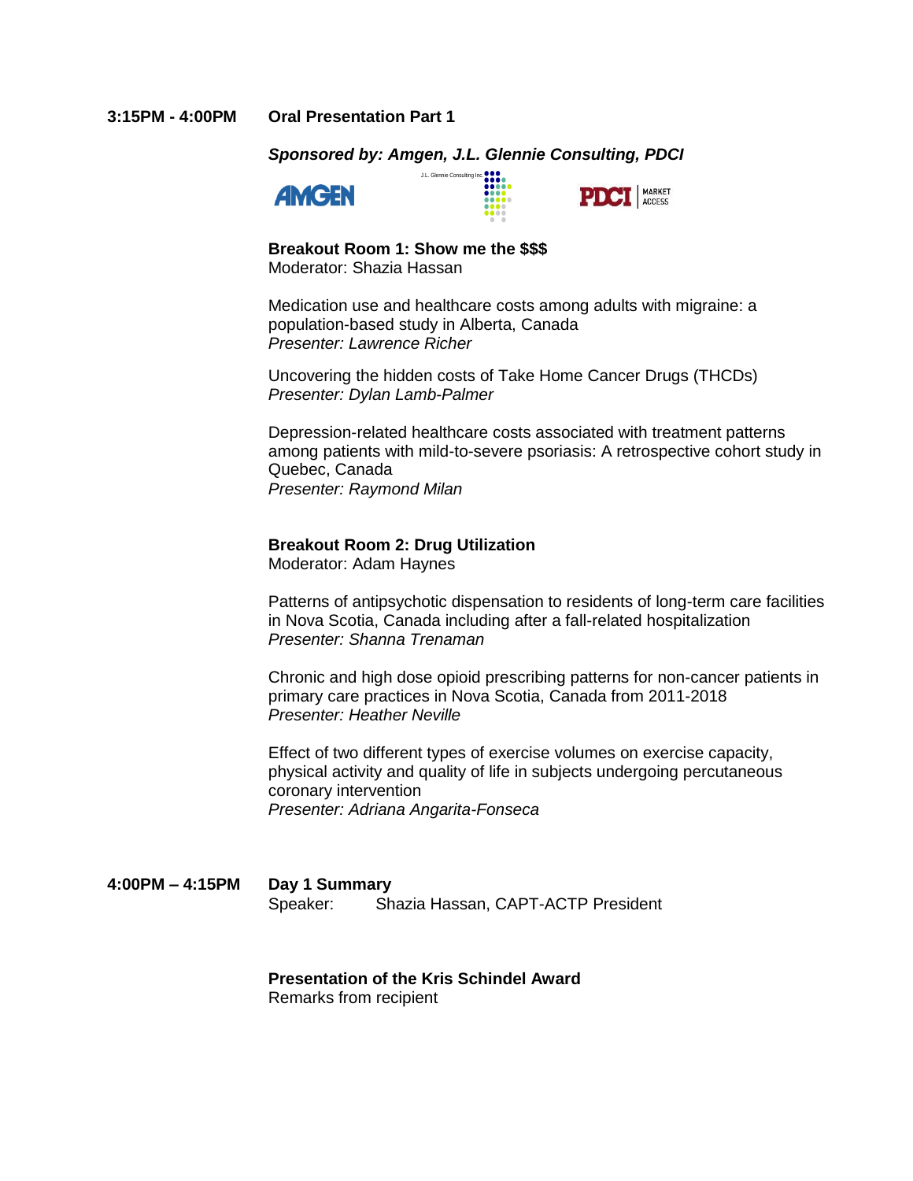**3:15PM - 4:00PM** **Oral Presentation Part 1**

***Sponsored by: Amgen, J.L. Glennie Consulting, PDCI***

**Breakout Room 1: Show me the $$$**
Moderator: Shazia Hassan

Medication use and healthcare costs among adults with migraine: a population-based study in Alberta, Canada
*Presenter: Lawrence Richer*

Uncovering the hidden costs of Take Home Cancer Drugs (THCDs)
*Presenter: Dylan Lamb-Palmer*

Depression-related healthcare costs associated with treatment patterns among patients with mild-to-severe psoriasis: A retrospective cohort study in Quebec, Canada
*Presenter: Raymond Milan*

**Breakout Room 2: Drug Utilization**
Moderator: Adam Haynes

Patterns of antipsychotic dispensation to residents of long-term care facilities in Nova Scotia, Canada including after a fall-related hospitalization
*Presenter: Shanna Trenaman*

Chronic and high dose opioid prescribing patterns for non-cancer patients in primary care practices in Nova Scotia, Canada from 2011-2018
*Presenter: Heather Neville*

Effect of two different types of exercise volumes on exercise capacity, physical activity and quality of life in subjects undergoing percutaneous coronary intervention
*Presenter: Adriana Angarita-Fonseca*

**4:00PM – 4:15PM** **Day 1 Summary**
Speaker: Shazia Hassan, CAPT-ACTP President

**Presentation of the Kris Schindel Award**
Remarks from recipient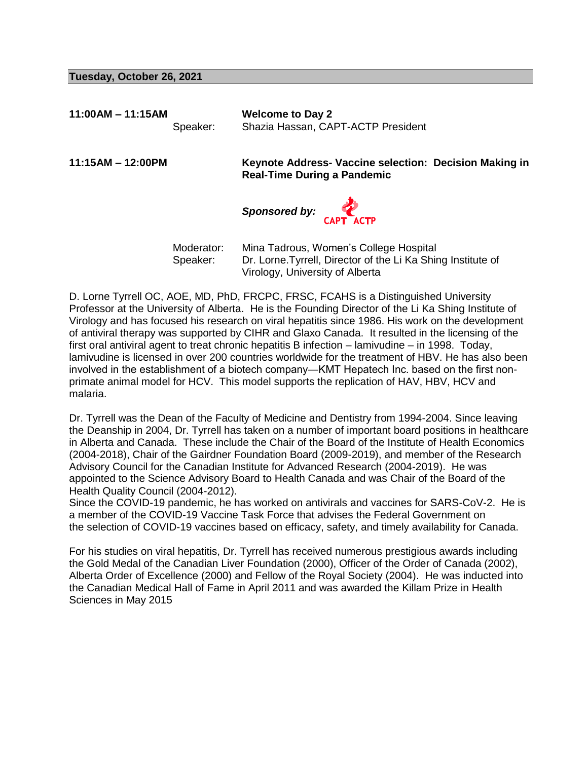## Tuesday, October 26, 2021

**11:00AM – 11:15AM** — **Welcome to Day 2**

Speaker: Shazia Hassan, CAPT-ACTP President

**11:15AM – 12:00PM** — **Keynote Address- Vaccine selection: Decision Making in Real-Time During a Pandemic**

***Sponsored by:*** CAPT ACTP

Moderator: Mina Tadrous, Women's College Hospital
Speaker: Dr. Lorne.Tyrrell, Director of the Li Ka Shing Institute of Virology, University of Alberta

D. Lorne Tyrrell OC, AOE, MD, PhD, FRCPC, FRSC, FCAHS is a Distinguished University Professor at the University of Alberta. He is the Founding Director of the Li Ka Shing Institute of Virology and has focused his research on viral hepatitis since 1986. His work on the development of antiviral therapy was supported by CIHR and Glaxo Canada. It resulted in the licensing of the first oral antiviral agent to treat chronic hepatitis B infection – lamivudine – in 1998. Today, lamivudine is licensed in over 200 countries worldwide for the treatment of HBV. He has also been involved in the establishment of a biotech company—KMT Hepatech Inc. based on the first non-primate animal model for HCV. This model supports the replication of HAV, HBV, HCV and malaria.

Dr. Tyrrell was the Dean of the Faculty of Medicine and Dentistry from 1994-2004. Since leaving the Deanship in 2004, Dr. Tyrrell has taken on a number of important board positions in healthcare in Alberta and Canada. These include the Chair of the Board of the Institute of Health Economics (2004-2018), Chair of the Gairdner Foundation Board (2009-2019), and member of the Research Advisory Council for the Canadian Institute for Advanced Research (2004-2019). He was appointed to the Science Advisory Board to Health Canada and was Chair of the Board of the Health Quality Council (2004-2012).
Since the COVID-19 pandemic, he has worked on antivirals and vaccines for SARS-CoV-2. He is a member of the COVID-19 Vaccine Task Force that advises the Federal Government on the selection of COVID-19 vaccines based on efficacy, safety, and timely availability for Canada.

For his studies on viral hepatitis, Dr. Tyrrell has received numerous prestigious awards including the Gold Medal of the Canadian Liver Foundation (2000), Officer of the Order of Canada (2002), Alberta Order of Excellence (2000) and Fellow of the Royal Society (2004). He was inducted into the Canadian Medical Hall of Fame in April 2011 and was awarded the Killam Prize in Health Sciences in May 2015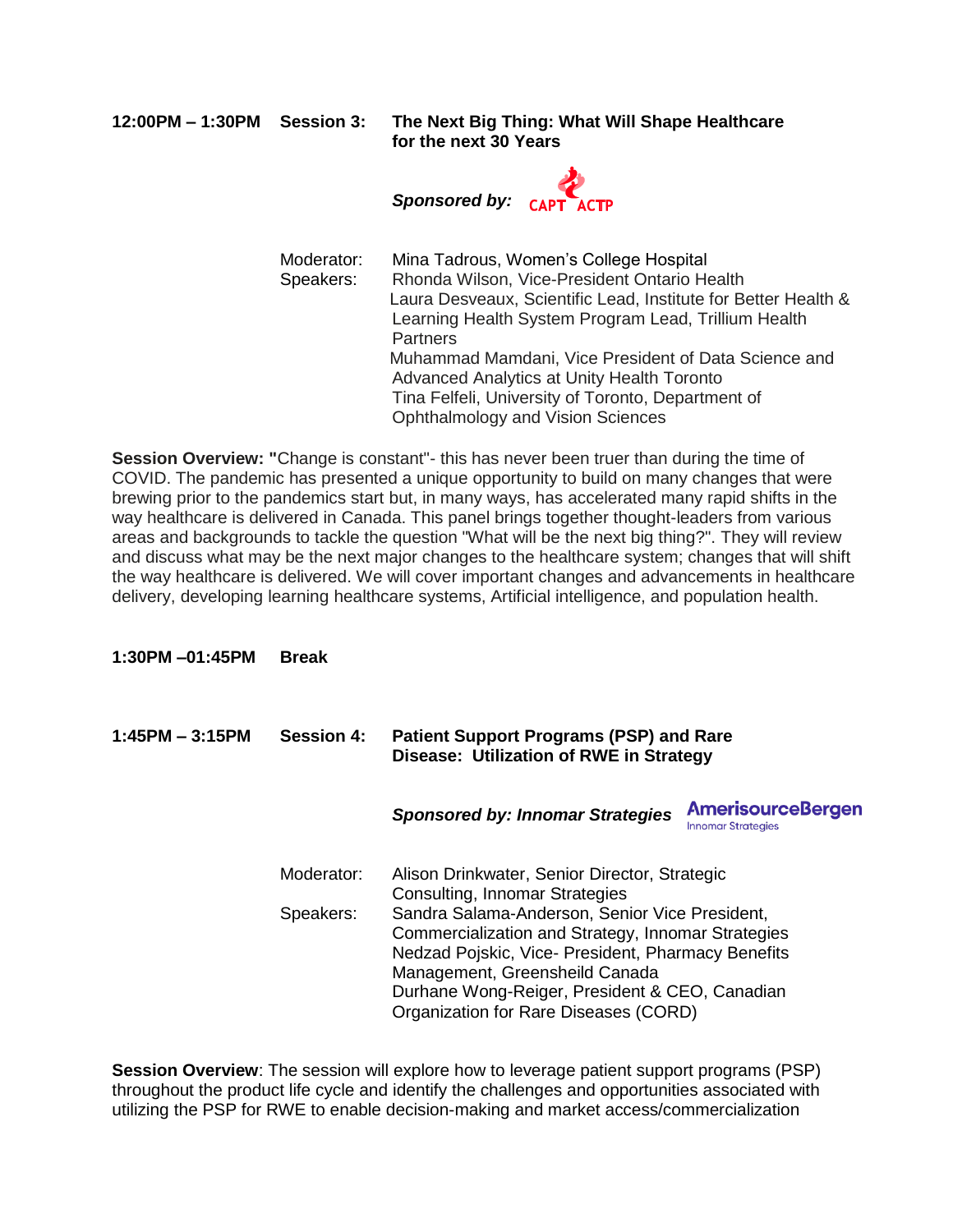**12:00PM – 1:30PM Session 3: The Next Big Thing: What Will Shape Healthcare for the next 30 Years**

***Sponsored by:*** CAPT ACTP

Moderator: Mina Tadrous, Women's College Hospital

Speakers: Rhonda Wilson, Vice-President Ontario Health
Laura Desveaux, Scientific Lead, Institute for Better Health & Learning Health System Program Lead, Trillium Health Partners
Muhammad Mamdani, Vice President of Data Science and Advanced Analytics at Unity Health Toronto
Tina Felfeli, University of Toronto, Department of Ophthalmology and Vision Sciences

**Session Overview: "**Change is constant"- this has never been truer than during the time of COVID. The pandemic has presented a unique opportunity to build on many changes that were brewing prior to the pandemics start but, in many ways, has accelerated many rapid shifts in the way healthcare is delivered in Canada. This panel brings together thought-leaders from various areas and backgrounds to tackle the question "What will be the next big thing?". They will review and discuss what may be the next major changes to the healthcare system; changes that will shift the way healthcare is delivered. We will cover important changes and advancements in healthcare delivery, developing learning healthcare systems, Artificial intelligence, and population health.

**1:30PM –01:45PM Break**

**1:45PM – 3:15PM Session 4: Patient Support Programs (PSP) and Rare Disease: Utilization of RWE in Strategy**

***Sponsored by: Innomar Strategies*** AmerisourceBergen Innomar Strategies

Moderator: Alison Drinkwater, Senior Director, Strategic Consulting, Innomar Strategies

Speakers: Sandra Salama-Anderson, Senior Vice President, Commercialization and Strategy, Innomar Strategies
Nedzad Pojskic, Vice- President, Pharmacy Benefits Management, Greenshield Canada
Durhane Wong-Reiger, President & CEO, Canadian Organization for Rare Diseases (CORD)

**Session Overview**: The session will explore how to leverage patient support programs (PSP) throughout the product life cycle and identify the challenges and opportunities associated with utilizing the PSP for RWE to enable decision-making and market access/commercialization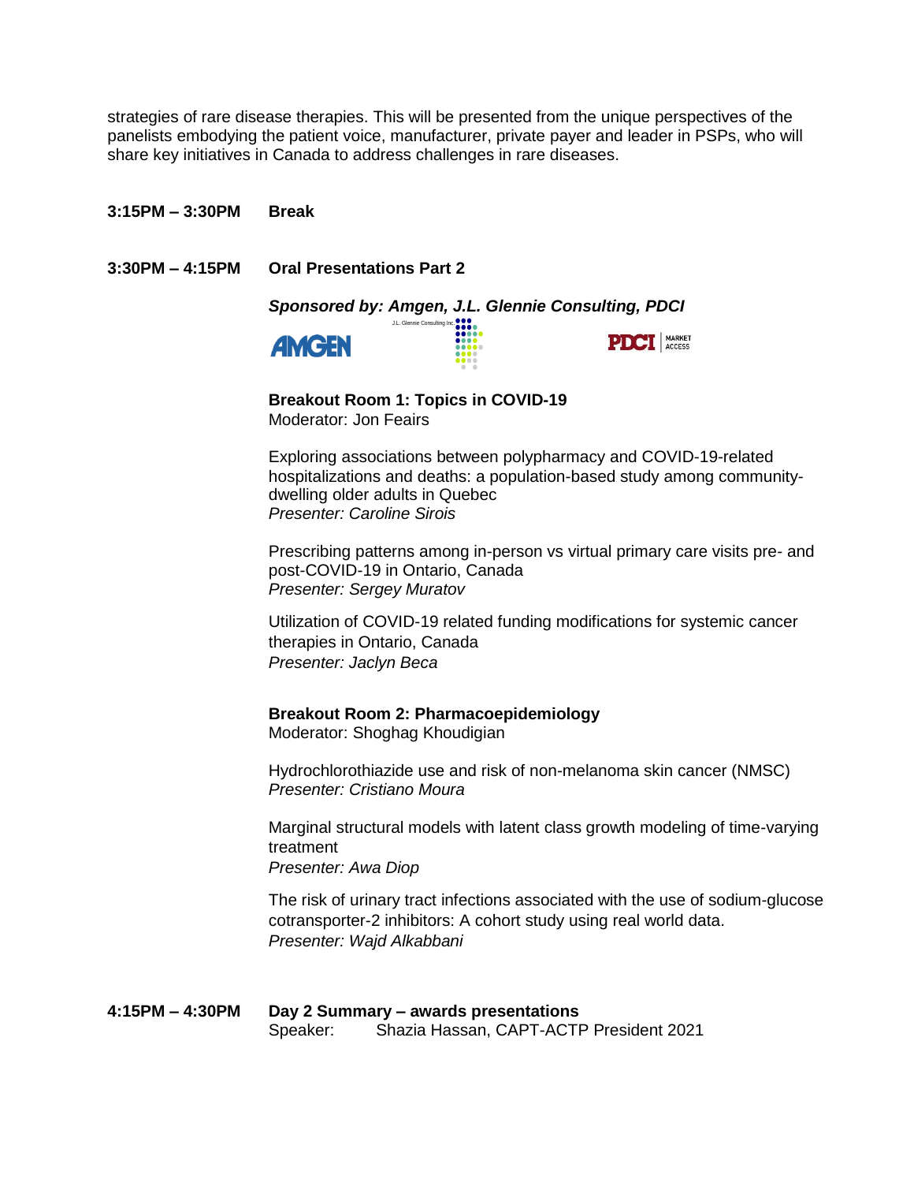strategies of rare disease therapies. This will be presented from the unique perspectives of the panelists embodying the patient voice, manufacturer, private payer and leader in PSPs, who will share key initiatives in Canada to address challenges in rare diseases.

**3:15PM – 3:30PM** **Break**

**3:30PM – 4:15PM** **Oral Presentations Part 2**

***Sponsored by: Amgen, J.L. Glennie Consulting, PDCI***

**Breakout Room 1: Topics in COVID-19**
Moderator: Jon Feairs

Exploring associations between polypharmacy and COVID-19-related hospitalizations and deaths: a population-based study among community-dwelling older adults in Quebec
*Presenter: Caroline Sirois*

Prescribing patterns among in-person vs virtual primary care visits pre- and post-COVID-19 in Ontario, Canada
*Presenter: Sergey Muratov*

Utilization of COVID-19 related funding modifications for systemic cancer therapies in Ontario, Canada
*Presenter: Jaclyn Beca*

**Breakout Room 2: Pharmacoepidemiology**
Moderator: Shoghag Khoudigian

Hydrochlorothiazide use and risk of non-melanoma skin cancer (NMSC)
*Presenter: Cristiano Moura*

Marginal structural models with latent class growth modeling of time-varying treatment
*Presenter: Awa Diop*

The risk of urinary tract infections associated with the use of sodium-glucose cotransporter-2 inhibitors: A cohort study using real world data.
*Presenter: Wajd Alkabbani*

**4:15PM – 4:30PM** **Day 2 Summary – awards presentations**
Speaker: Shazia Hassan, CAPT-ACTP President 2021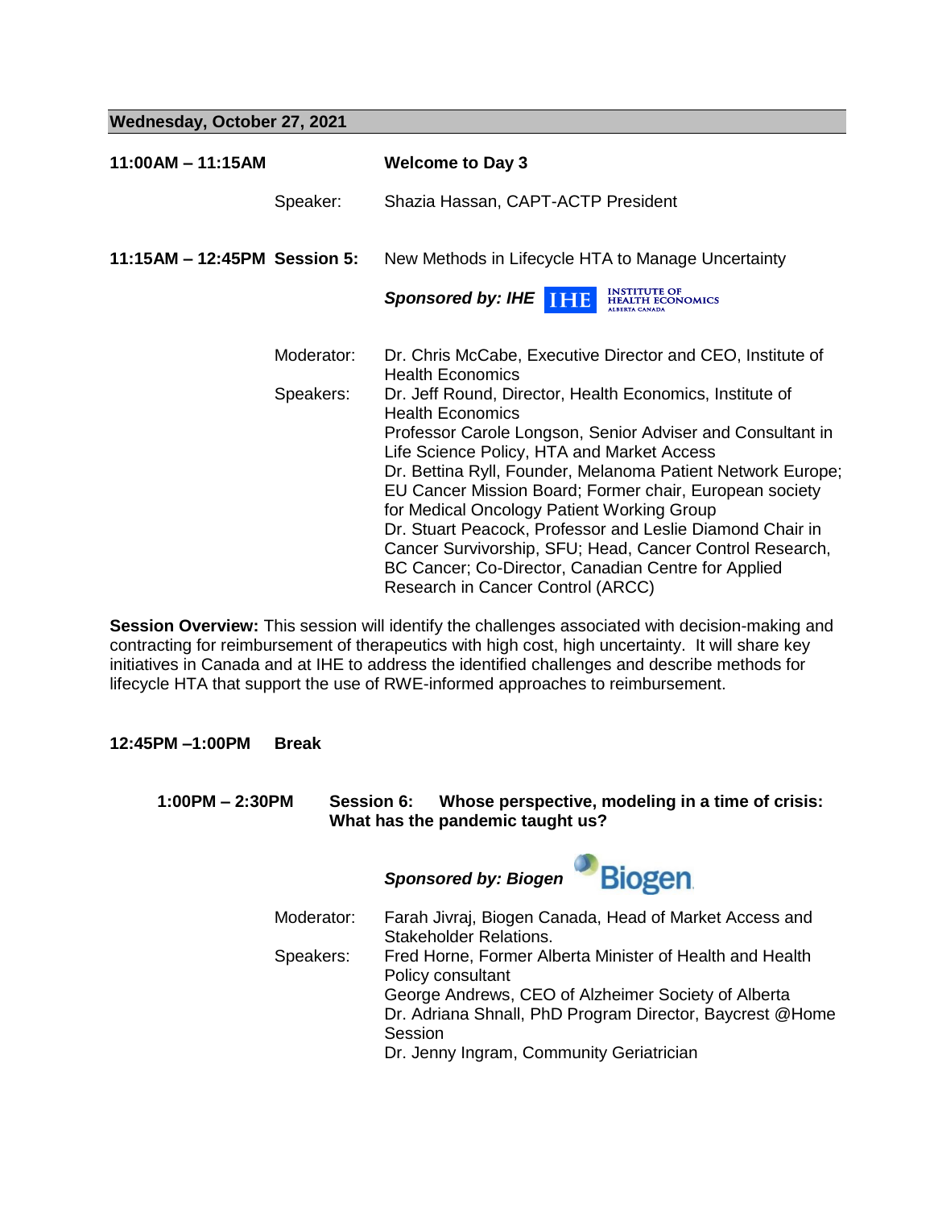**Wednesday, October 27, 2021**

**11:00AM – 11:15AM** **Welcome to Day 3**

Speaker: Shazia Hassan, CAPT-ACTP President

**11:15AM – 12:45PM Session 5:** New Methods in Lifecycle HTA to Manage Uncertainty

***Sponsored by: IHE*** IHE INSTITUTE OF HEALTH ECONOMICS ALBERTA CANADA

Moderator: Dr. Chris McCabe, Executive Director and CEO, Institute of Health Economics

Speakers: Dr. Jeff Round, Director, Health Economics, Institute of Health Economics
Professor Carole Longson, Senior Adviser and Consultant in Life Science Policy, HTA and Market Access
Dr. Bettina Ryll, Founder, Melanoma Patient Network Europe; EU Cancer Mission Board; Former chair, European society for Medical Oncology Patient Working Group
Dr. Stuart Peacock, Professor and Leslie Diamond Chair in Cancer Survivorship, SFU; Head, Cancer Control Research, BC Cancer; Co-Director, Canadian Centre for Applied Research in Cancer Control (ARCC)

**Session Overview:** This session will identify the challenges associated with decision-making and contracting for reimbursement of therapeutics with high cost, high uncertainty. It will share key initiatives in Canada and at IHE to address the identified challenges and describe methods for lifecycle HTA that support the use of RWE-informed approaches to reimbursement.

**12:45PM –1:00PM Break**

**1:00PM – 2:30PM Session 6: Whose perspective, modeling in a time of crisis: What has the pandemic taught us?**

***Sponsored by: Biogen*** Biogen

Moderator: Farah Jivraj, Biogen Canada, Head of Market Access and Stakeholder Relations.

Speakers: Fred Horne, Former Alberta Minister of Health and Health Policy consultant
George Andrews, CEO of Alzheimer Society of Alberta
Dr. Adriana Shnall, PhD Program Director, Baycrest @Home Session
Dr. Jenny Ingram, Community Geriatrician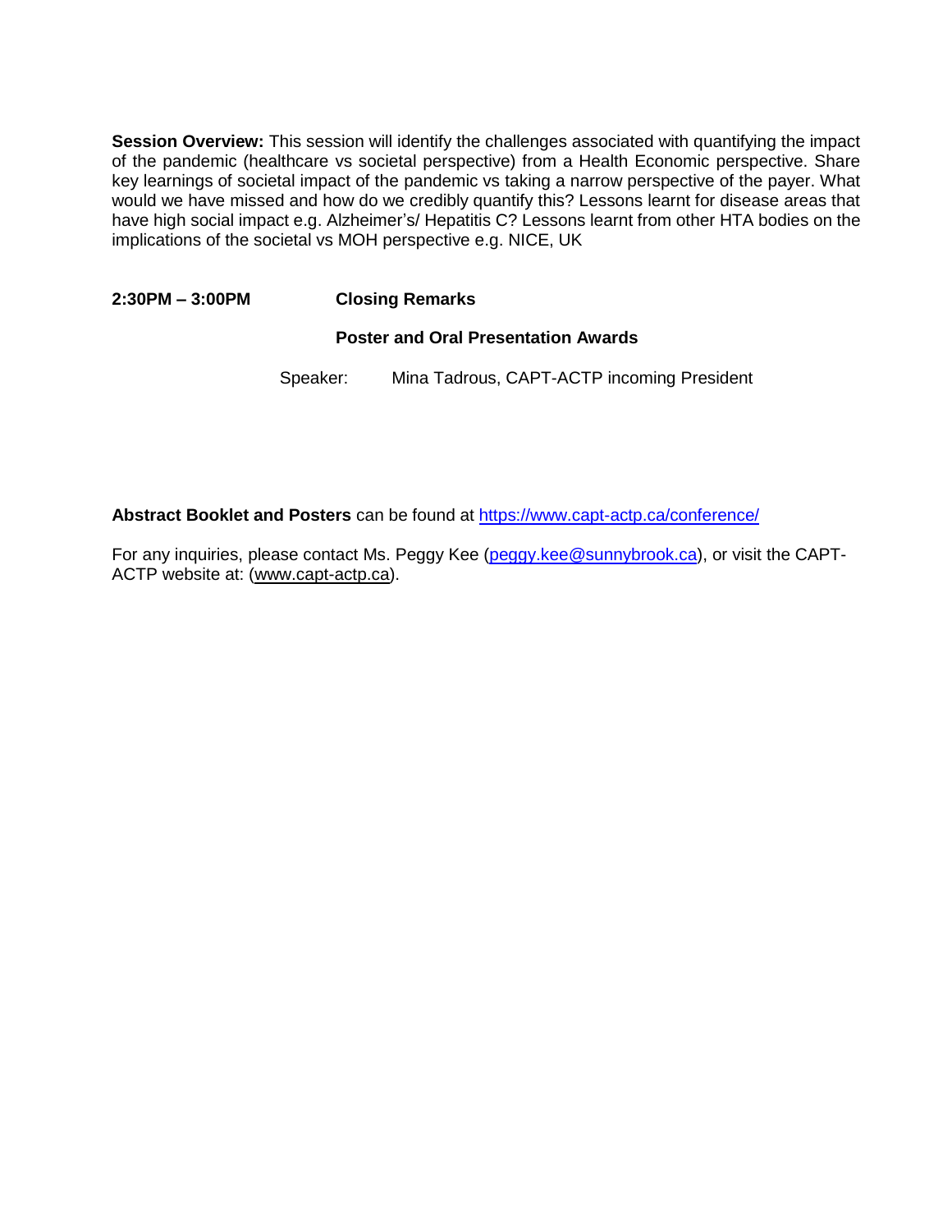**Session Overview:** This session will identify the challenges associated with quantifying the impact of the pandemic (healthcare vs societal perspective) from a Health Economic perspective. Share key learnings of societal impact of the pandemic vs taking a narrow perspective of the payer. What would we have missed and how do we credibly quantify this? Lessons learnt for disease areas that have high social impact e.g. Alzheimer's/ Hepatitis C? Lessons learnt from other HTA bodies on the implications of the societal vs MOH perspective e.g. NICE, UK

**2:30PM – 3:00PM** **Closing Remarks**

**Poster and Oral Presentation Awards**

Speaker: Mina Tadrous, CAPT-ACTP incoming President

**Abstract Booklet and Posters** can be found at [https://www.capt-actp.ca/conference/](https://www.capt-actp.ca/conference/)

For any inquiries, please contact Ms. Peggy Kee ([peggy.kee@sunnybrook.ca](mailto:peggy.kee@sunnybrook.ca)), or visit the CAPT-ACTP website at: (www.capt-actp.ca).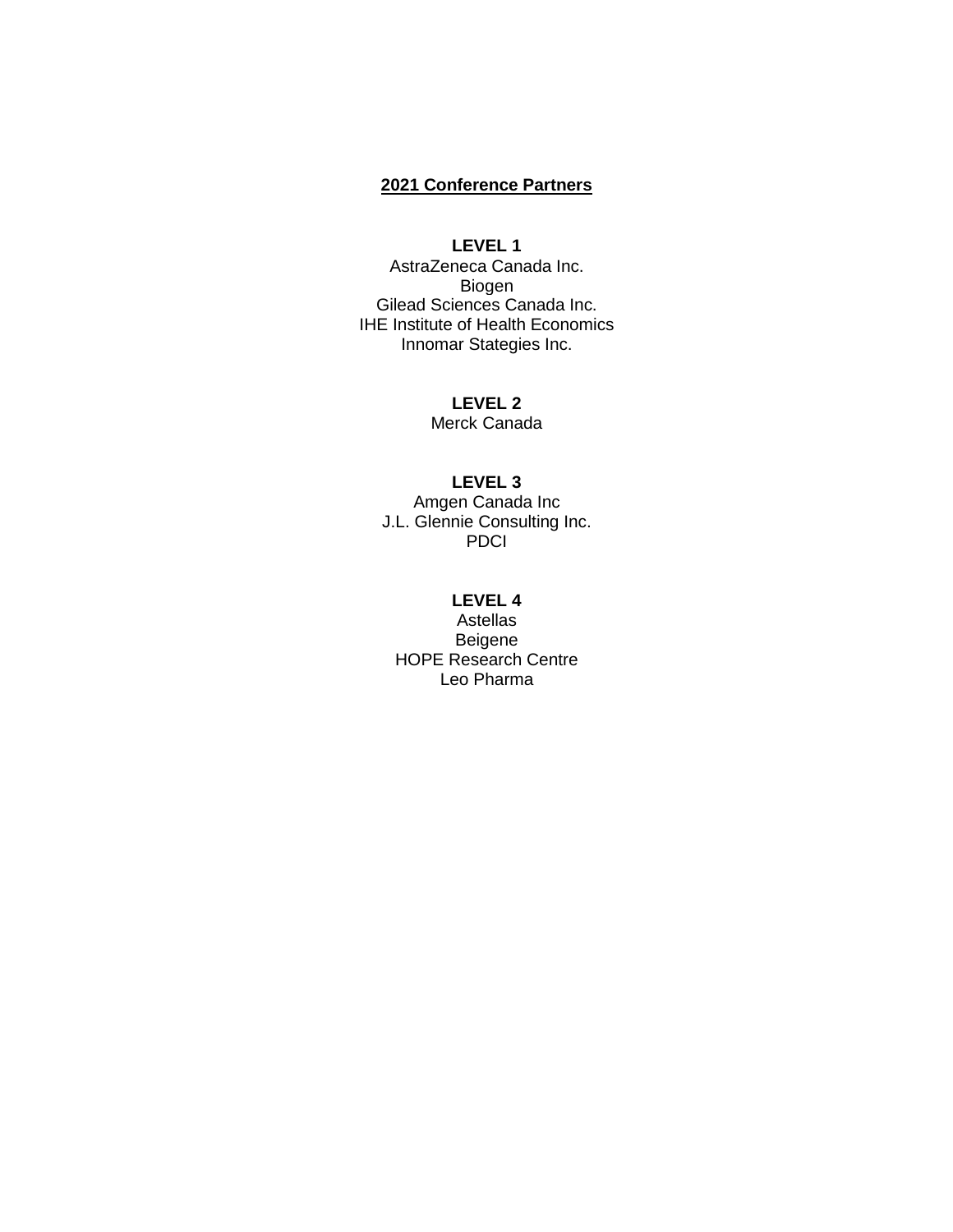## 2021 Conference Partners

**LEVEL 1**

AstraZeneca Canada Inc.
Biogen
Gilead Sciences Canada Inc.
IHE Institute of Health Economics
Innomar Stategies Inc.

**LEVEL 2**

Merck Canada

**LEVEL 3**

Amgen Canada Inc
J.L. Glennie Consulting Inc.
PDCI

**LEVEL 4**

Astellas
Beigene
HOPE Research Centre
Leo Pharma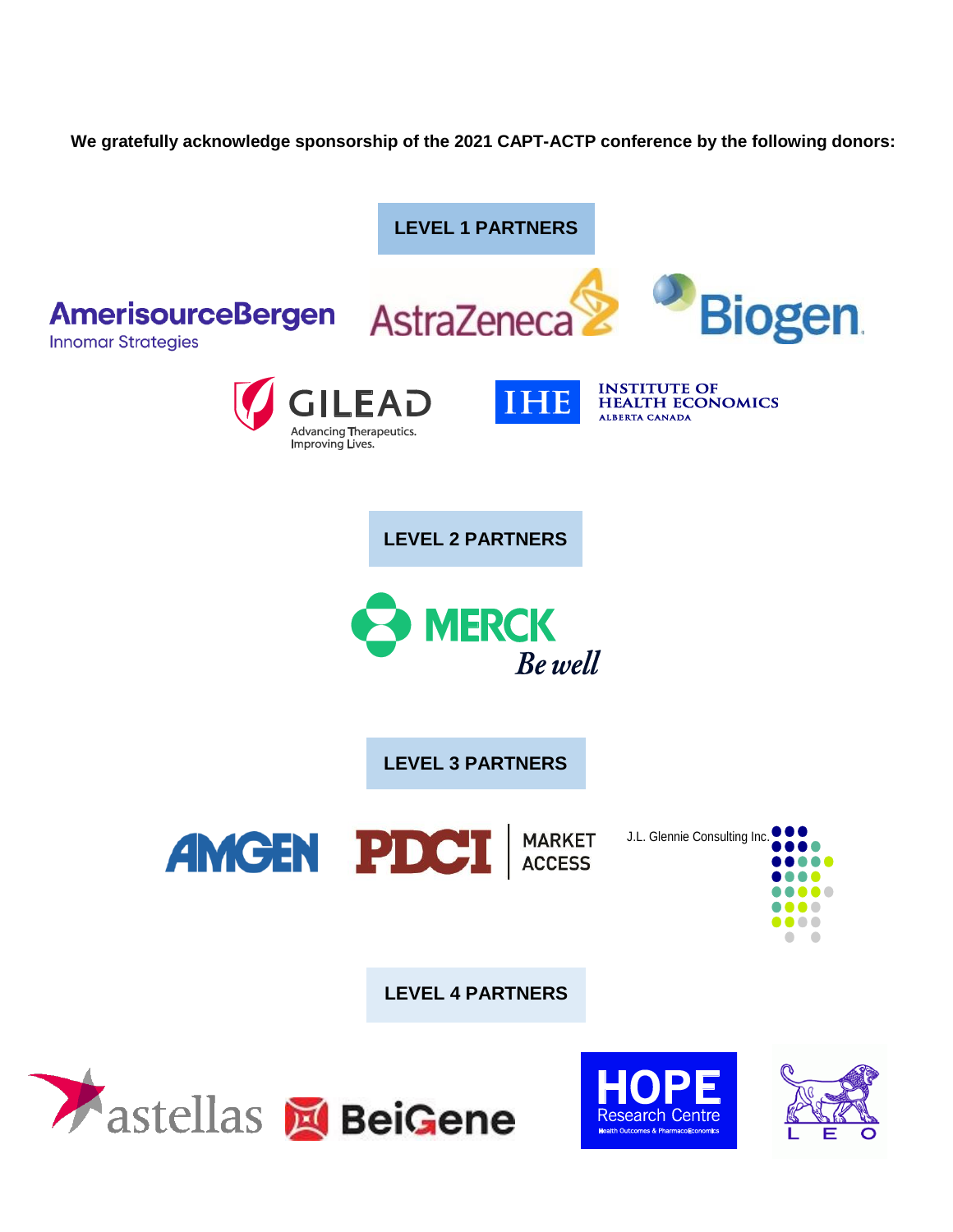**We gratefully acknowledge sponsorship of the 2021 CAPT-ACTP conference by the following donors:**

## LEVEL 1 PARTNERS

AmerisourceBergen
Innomar Strategies

AstraZeneca

Biogen

GILEAD
Advancing Therapeutics.
Improving Lives.

IHE
INSTITUTE OF HEALTH ECONOMICS
ALBERTA CANADA

## LEVEL 2 PARTNERS

MERCK
Be well

## LEVEL 3 PARTNERS

AMGEN

PDCI MARKET ACCESS

J.L. Glennie Consulting Inc.

## LEVEL 4 PARTNERS

astellas

BeiGene

HOPE Research Centre
Health Outcomes & PharmacoEconomics

LEO